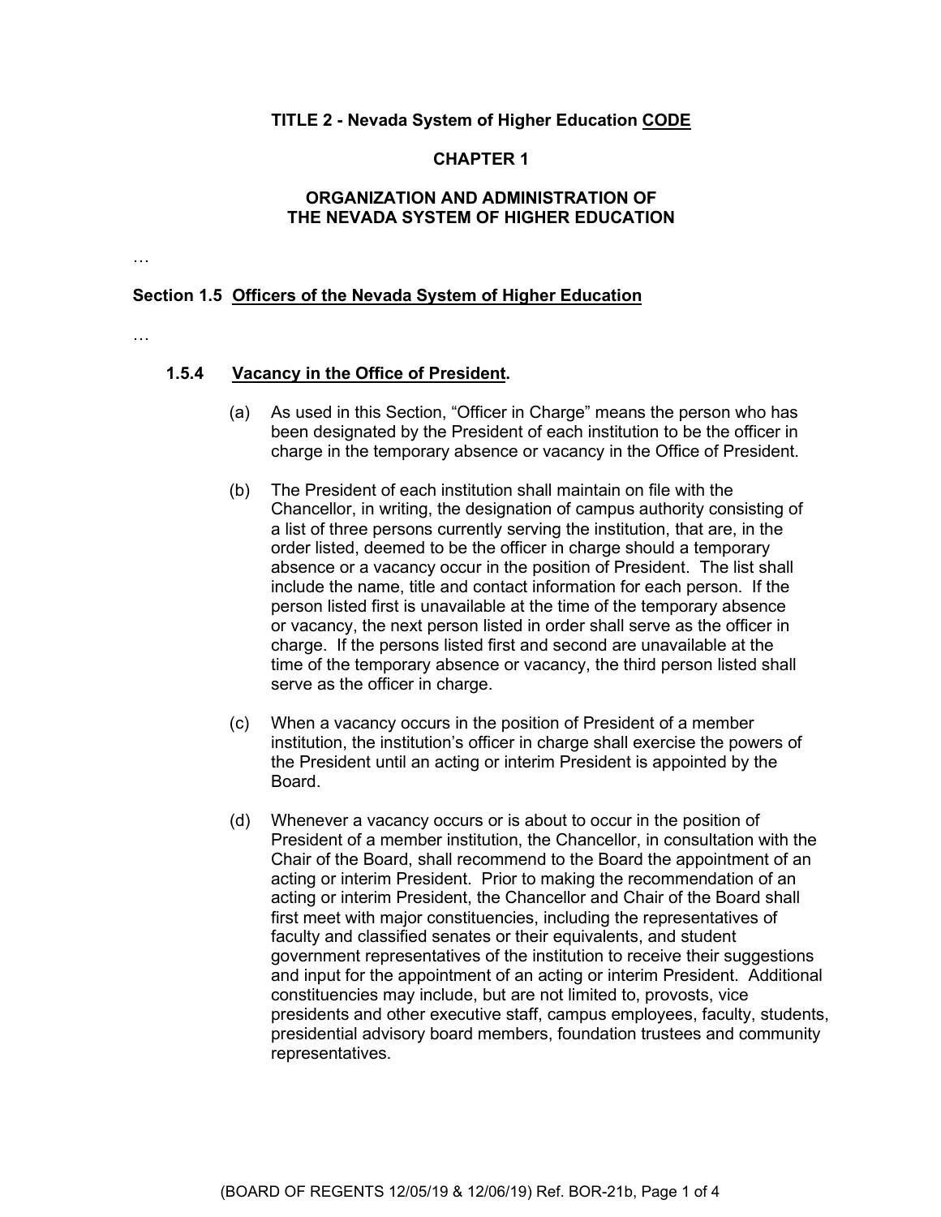**TITLE 2 - Nevada System of Higher Education <u>CODE</u>**

**CHAPTER 1**

**ORGANIZATION AND ADMINISTRATION OF THE NEVADA SYSTEM OF HIGHER EDUCATION**

…

### Section 1.5 <u>Officers of the Nevada System of Higher Education</u>

…

#### 1.5.4 <u>Vacancy in the Office of President</u>.

(a) As used in this Section, "Officer in Charge" means the person who has been designated by the President of each institution to be the officer in charge in the temporary absence or vacancy in the Office of President.

(b) The President of each institution shall maintain on file with the Chancellor, in writing, the designation of campus authority consisting of a list of three persons currently serving the institution, that are, in the order listed, deemed to be the officer in charge should a temporary absence or a vacancy occur in the position of President. The list shall include the name, title and contact information for each person. If the person listed first is unavailable at the time of the temporary absence or vacancy, the next person listed in order shall serve as the officer in charge. If the persons listed first and second are unavailable at the time of the temporary absence or vacancy, the third person listed shall serve as the officer in charge.

(c) When a vacancy occurs in the position of President of a member institution, the institution's officer in charge shall exercise the powers of the President until an acting or interim President is appointed by the Board.

(d) Whenever a vacancy occurs or is about to occur in the position of President of a member institution, the Chancellor, in consultation with the Chair of the Board, shall recommend to the Board the appointment of an acting or interim President. Prior to making the recommendation of an acting or interim President, the Chancellor and Chair of the Board shall first meet with major constituencies, including the representatives of faculty and classified senates or their equivalents, and student government representatives of the institution to receive their suggestions and input for the appointment of an acting or interim President. Additional constituencies may include, but are not limited to, provosts, vice presidents and other executive staff, campus employees, faculty, students, presidential advisory board members, foundation trustees and community representatives.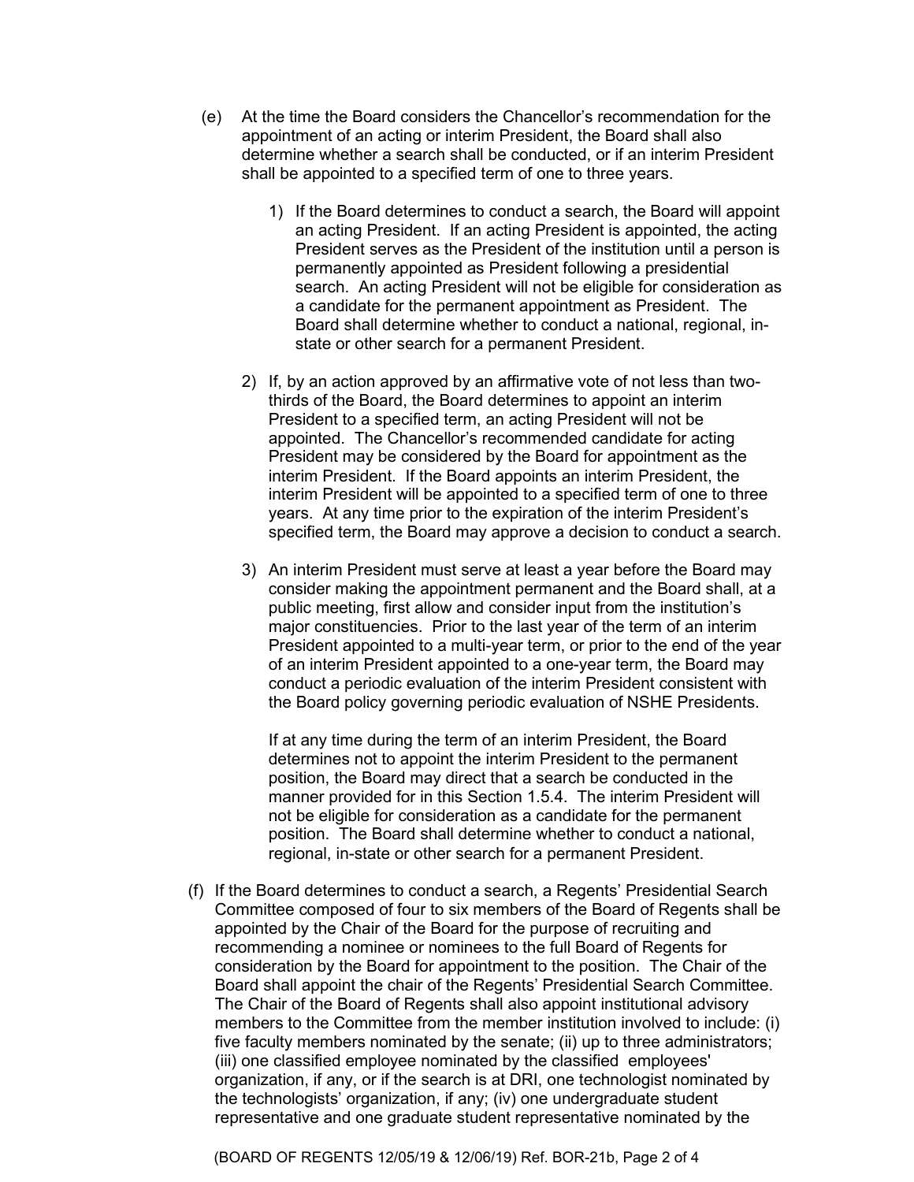(e) At the time the Board considers the Chancellor's recommendation for the appointment of an acting or interim President, the Board shall also determine whether a search shall be conducted, or if an interim President shall be appointed to a specified term of one to three years.

1) If the Board determines to conduct a search, the Board will appoint an acting President. If an acting President is appointed, the acting President serves as the President of the institution until a person is permanently appointed as President following a presidential search. An acting President will not be eligible for consideration as a candidate for the permanent appointment as President. The Board shall determine whether to conduct a national, regional, in-state or other search for a permanent President.

2) If, by an action approved by an affirmative vote of not less than two-thirds of the Board, the Board determines to appoint an interim President to a specified term, an acting President will not be appointed. The Chancellor's recommended candidate for acting President may be considered by the Board for appointment as the interim President. If the Board appoints an interim President, the interim President will be appointed to a specified term of one to three years. At any time prior to the expiration of the interim President's specified term, the Board may approve a decision to conduct a search.

3) An interim President must serve at least a year before the Board may consider making the appointment permanent and the Board shall, at a public meeting, first allow and consider input from the institution's major constituencies. Prior to the last year of the term of an interim President appointed to a multi-year term, or prior to the end of the year of an interim President appointed to a one-year term, the Board may conduct a periodic evaluation of the interim President consistent with the Board policy governing periodic evaluation of NSHE Presidents.

   If at any time during the term of an interim President, the Board determines not to appoint the interim President to the permanent position, the Board may direct that a search be conducted in the manner provided for in this Section 1.5.4. The interim President will not be eligible for consideration as a candidate for the permanent position. The Board shall determine whether to conduct a national, regional, in-state or other search for a permanent President.

(f) If the Board determines to conduct a search, a Regents' Presidential Search Committee composed of four to six members of the Board of Regents shall be appointed by the Chair of the Board for the purpose of recruiting and recommending a nominee or nominees to the full Board of Regents for consideration by the Board for appointment to the position. The Chair of the Board shall appoint the chair of the Regents' Presidential Search Committee. The Chair of the Board of Regents shall also appoint institutional advisory members to the Committee from the member institution involved to include: (i) five faculty members nominated by the senate; (ii) up to three administrators; (iii) one classified employee nominated by the classified employees' organization, if any, or if the search is at DRI, one technologist nominated by the technologists' organization, if any; (iv) one undergraduate student representative and one graduate student representative nominated by the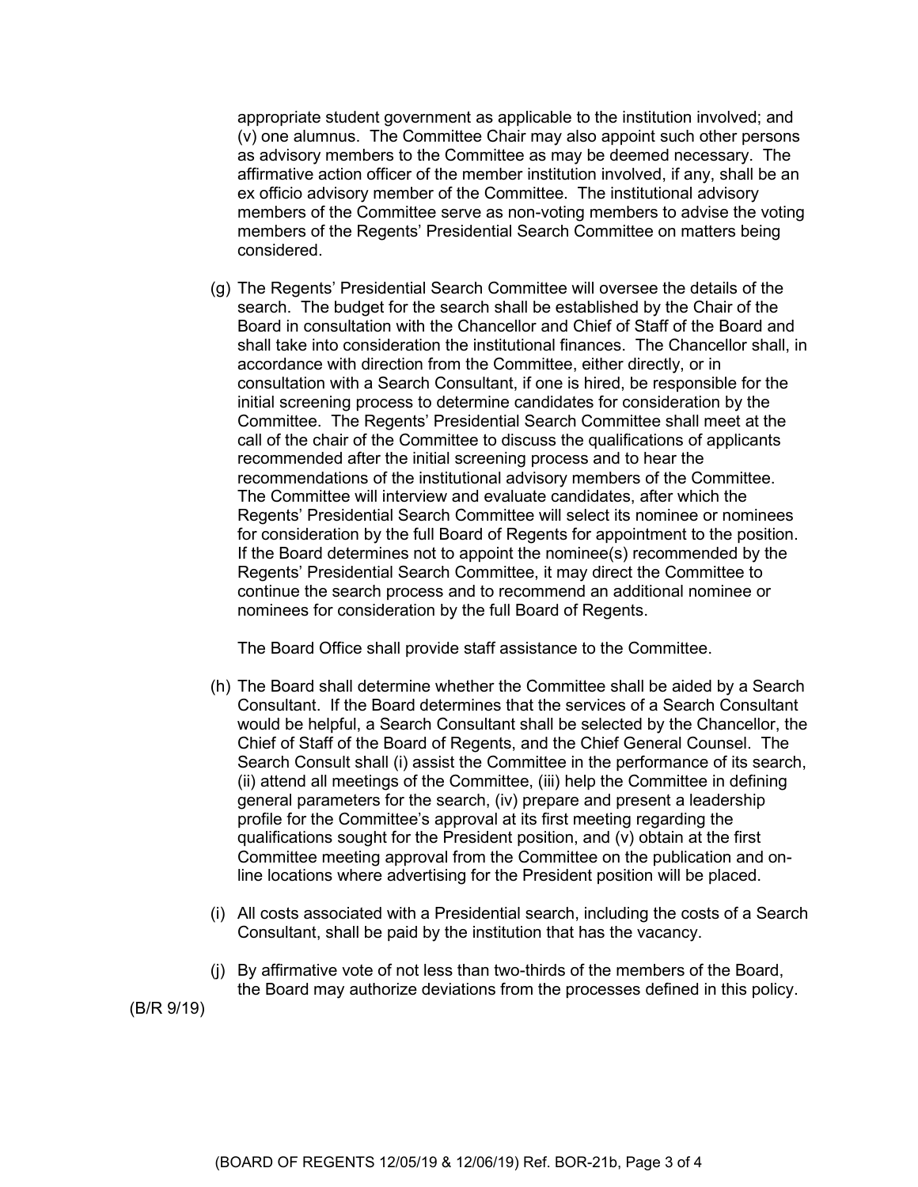appropriate student government as applicable to the institution involved; and (v) one alumnus. The Committee Chair may also appoint such other persons as advisory members to the Committee as may be deemed necessary. The affirmative action officer of the member institution involved, if any, shall be an ex officio advisory member of the Committee. The institutional advisory members of the Committee serve as non-voting members to advise the voting members of the Regents' Presidential Search Committee on matters being considered.

(g) The Regents' Presidential Search Committee will oversee the details of the search. The budget for the search shall be established by the Chair of the Board in consultation with the Chancellor and Chief of Staff of the Board and shall take into consideration the institutional finances. The Chancellor shall, in accordance with direction from the Committee, either directly, or in consultation with a Search Consultant, if one is hired, be responsible for the initial screening process to determine candidates for consideration by the Committee. The Regents' Presidential Search Committee shall meet at the call of the chair of the Committee to discuss the qualifications of applicants recommended after the initial screening process and to hear the recommendations of the institutional advisory members of the Committee. The Committee will interview and evaluate candidates, after which the Regents' Presidential Search Committee will select its nominee or nominees for consideration by the full Board of Regents for appointment to the position. If the Board determines not to appoint the nominee(s) recommended by the Regents' Presidential Search Committee, it may direct the Committee to continue the search process and to recommend an additional nominee or nominees for consideration by the full Board of Regents.

The Board Office shall provide staff assistance to the Committee.

(h) The Board shall determine whether the Committee shall be aided by a Search Consultant. If the Board determines that the services of a Search Consultant would be helpful, a Search Consultant shall be selected by the Chancellor, the Chief of Staff of the Board of Regents, and the Chief General Counsel. The Search Consult shall (i) assist the Committee in the performance of its search, (ii) attend all meetings of the Committee, (iii) help the Committee in defining general parameters for the search, (iv) prepare and present a leadership profile for the Committee's approval at its first meeting regarding the qualifications sought for the President position, and (v) obtain at the first Committee meeting approval from the Committee on the publication and on-line locations where advertising for the President position will be placed.

(i) All costs associated with a Presidential search, including the costs of a Search Consultant, shall be paid by the institution that has the vacancy.

(j) By affirmative vote of not less than two-thirds of the members of the Board, the Board may authorize deviations from the processes defined in this policy.

(B/R 9/19)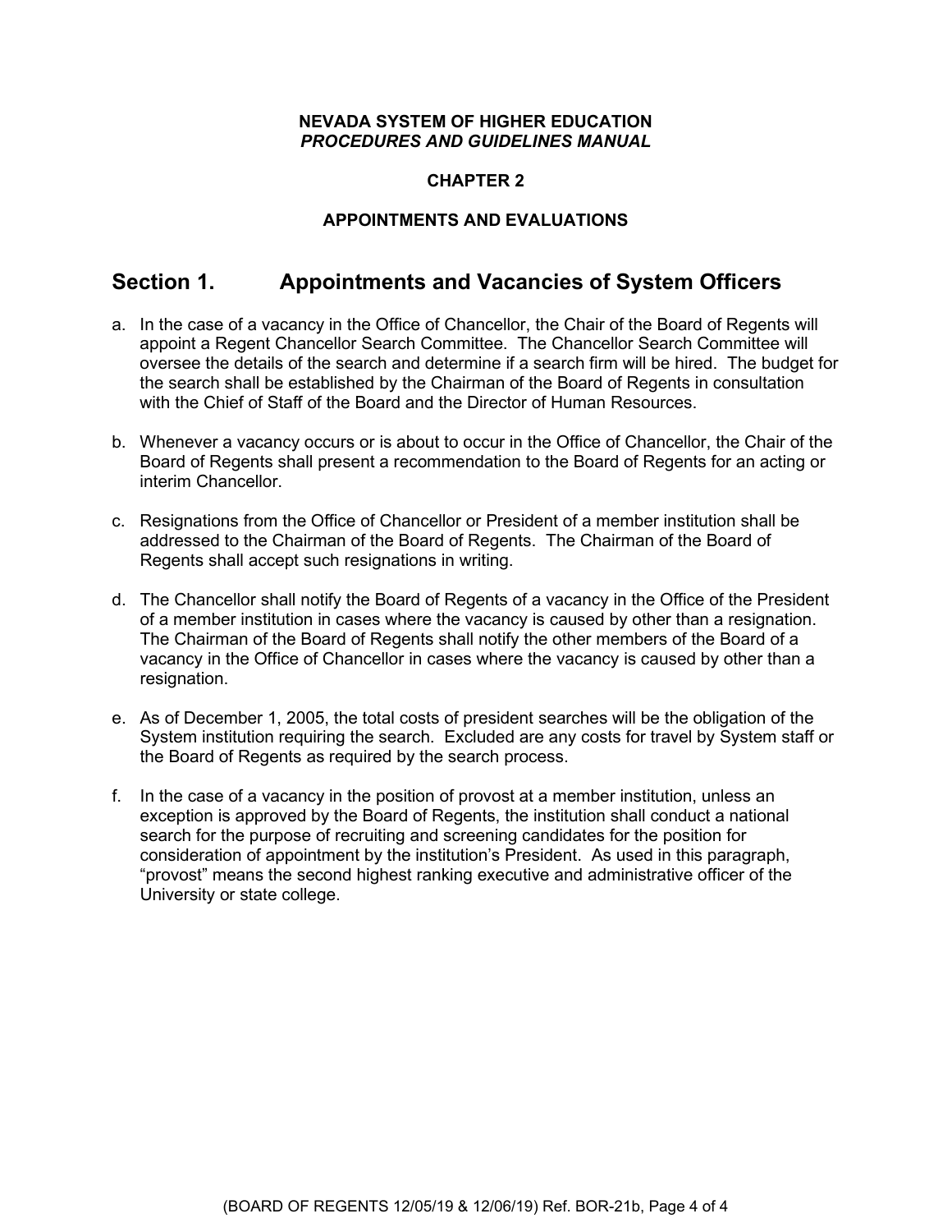**NEVADA SYSTEM OF HIGHER EDUCATION**
***PROCEDURES AND GUIDELINES MANUAL***

**CHAPTER 2**

**APPOINTMENTS AND EVALUATIONS**

## Section 1. Appointments and Vacancies of System Officers

a. In the case of a vacancy in the Office of Chancellor, the Chair of the Board of Regents will appoint a Regent Chancellor Search Committee. The Chancellor Search Committee will oversee the details of the search and determine if a search firm will be hired. The budget for the search shall be established by the Chairman of the Board of Regents in consultation with the Chief of Staff of the Board and the Director of Human Resources.

b. Whenever a vacancy occurs or is about to occur in the Office of Chancellor, the Chair of the Board of Regents shall present a recommendation to the Board of Regents for an acting or interim Chancellor.

c. Resignations from the Office of Chancellor or President of a member institution shall be addressed to the Chairman of the Board of Regents. The Chairman of the Board of Regents shall accept such resignations in writing.

d. The Chancellor shall notify the Board of Regents of a vacancy in the Office of the President of a member institution in cases where the vacancy is caused by other than a resignation. The Chairman of the Board of Regents shall notify the other members of the Board of a vacancy in the Office of Chancellor in cases where the vacancy is caused by other than a resignation.

e. As of December 1, 2005, the total costs of president searches will be the obligation of the System institution requiring the search. Excluded are any costs for travel by System staff or the Board of Regents as required by the search process.

f. In the case of a vacancy in the position of provost at a member institution, unless an exception is approved by the Board of Regents, the institution shall conduct a national search for the purpose of recruiting and screening candidates for the position for consideration of appointment by the institution's President. As used in this paragraph, "provost" means the second highest ranking executive and administrative officer of the University or state college.